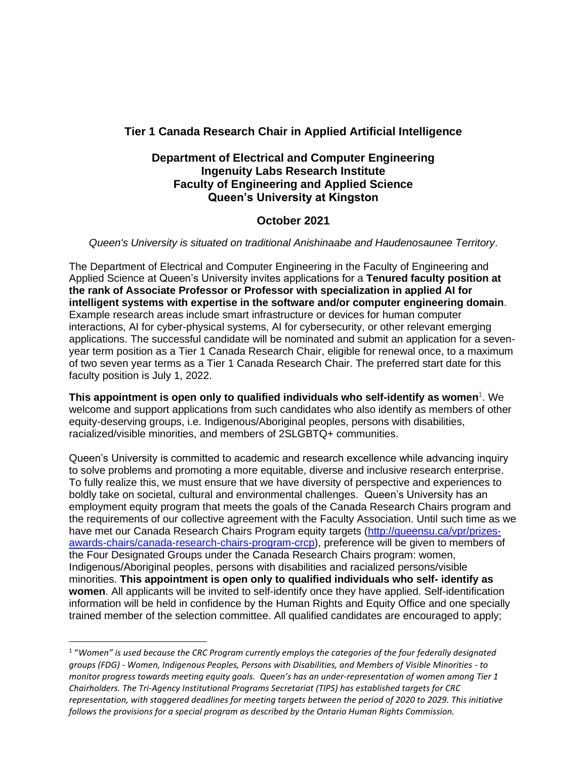## Tier 1 Canada Research Chair in Applied Artificial Intelligence

### Department of Electrical and Computer Engineering
### Ingenuity Labs Research Institute
### Faculty of Engineering and Applied Science
### Queen's University at Kingston

### October 2021

*Queen's University is situated on traditional Anishinaabe and Haudenosaunee Territory*.

The Department of Electrical and Computer Engineering in the Faculty of Engineering and Applied Science at Queen's University invites applications for a **Tenured faculty position at the rank of Associate Professor or Professor with specialization in applied AI for intelligent systems with expertise in the software and/or computer engineering domain**. Example research areas include smart infrastructure or devices for human computer interactions, AI for cyber-physical systems, AI for cybersecurity, or other relevant emerging applications. The successful candidate will be nominated and submit an application for a seven-year term position as a Tier 1 Canada Research Chair, eligible for renewal once, to a maximum of two seven year terms as a Tier 1 Canada Research Chair. The preferred start date for this faculty position is July 1, 2022.

**This appointment is open only to qualified individuals who self-identify as women**[1]. We welcome and support applications from such candidates who also identify as members of other equity-deserving groups, i.e. Indigenous/Aboriginal peoples, persons with disabilities, racialized/visible minorities, and members of 2SLGBTQ+ communities.

Queen's University is committed to academic and research excellence while advancing inquiry to solve problems and promoting a more equitable, diverse and inclusive research enterprise. To fully realize this, we must ensure that we have diversity of perspective and experiences to boldly take on societal, cultural and environmental challenges. Queen's University has an employment equity program that meets the goals of the Canada Research Chairs program and the requirements of our collective agreement with the Faculty Association. Until such time as we have met our Canada Research Chairs Program equity targets (http://queensu.ca/vpr/prizes-awards-chairs/canada-research-chairs-program-crcp), preference will be given to members of the Four Designated Groups under the Canada Research Chairs program: women, Indigenous/Aboriginal peoples, persons with disabilities and racialized persons/visible minorities. **This appointment is open only to qualified individuals who self- identify as women**. All applicants will be invited to self-identify once they have applied. Self-identification information will be held in confidence by the Human Rights and Equity Office and one specially trained member of the selection committee. All qualified candidates are encouraged to apply;

---

[1] "*Women" is used because the CRC Program currently employs the categories of the four federally designated groups (FDG) - Women, Indigenous Peoples, Persons with Disabilities, and Members of Visible Minorities - to monitor progress towards meeting equity goals. Queen's has an under-representation of women among Tier 1 Chairholders. The Tri-Agency Institutional Programs Secretariat (TIPS) has established targets for CRC representation, with staggered deadlines for meeting targets between the period of 2020 to 2029. This initiative follows the provisions for a special program as described by the Ontario Human Rights Commission.*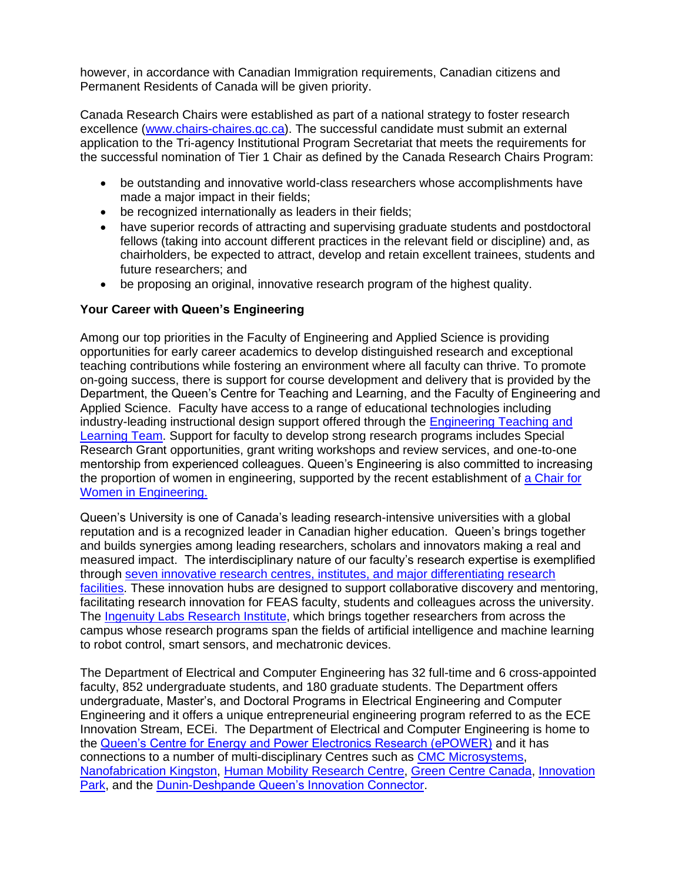however, in accordance with Canadian Immigration requirements, Canadian citizens and Permanent Residents of Canada will be given priority.

Canada Research Chairs were established as part of a national strategy to foster research excellence (www.chairs-chaires.gc.ca). The successful candidate must submit an external application to the Tri-agency Institutional Program Secretariat that meets the requirements for the successful nomination of Tier 1 Chair as defined by the Canada Research Chairs Program:

- be outstanding and innovative world-class researchers whose accomplishments have made a major impact in their fields;
- be recognized internationally as leaders in their fields;
- have superior records of attracting and supervising graduate students and postdoctoral fellows (taking into account different practices in the relevant field or discipline) and, as chairholders, be expected to attract, develop and retain excellent trainees, students and future researchers; and
- be proposing an original, innovative research program of the highest quality.

**Your Career with Queen's Engineering**

Among our top priorities in the Faculty of Engineering and Applied Science is providing opportunities for early career academics to develop distinguished research and exceptional teaching contributions while fostering an environment where all faculty can thrive. To promote on-going success, there is support for course development and delivery that is provided by the Department, the Queen's Centre for Teaching and Learning, and the Faculty of Engineering and Applied Science. Faculty have access to a range of educational technologies including industry-leading instructional design support offered through the Engineering Teaching and Learning Team. Support for faculty to develop strong research programs includes Special Research Grant opportunities, grant writing workshops and review services, and one-to-one mentorship from experienced colleagues. Queen's Engineering is also committed to increasing the proportion of women in engineering, supported by the recent establishment of a Chair for Women in Engineering.

Queen's University is one of Canada's leading research-intensive universities with a global reputation and is a recognized leader in Canadian higher education. Queen's brings together and builds synergies among leading researchers, scholars and innovators making a real and measured impact. The interdisciplinary nature of our faculty's research expertise is exemplified through seven innovative research centres, institutes, and major differentiating research facilities. These innovation hubs are designed to support collaborative discovery and mentoring, facilitating research innovation for FEAS faculty, students and colleagues across the university. The Ingenuity Labs Research Institute, which brings together researchers from across the campus whose research programs span the fields of artificial intelligence and machine learning to robot control, smart sensors, and mechatronic devices.

The Department of Electrical and Computer Engineering has 32 full-time and 6 cross-appointed faculty, 852 undergraduate students, and 180 graduate students. The Department offers undergraduate, Master's, and Doctoral Programs in Electrical Engineering and Computer Engineering and it offers a unique entrepreneurial engineering program referred to as the ECE Innovation Stream, ECEi. The Department of Electrical and Computer Engineering is home to the Queen's Centre for Energy and Power Electronics Research (ePOWER) and it has connections to a number of multi-disciplinary Centres such as CMC Microsystems, Nanofabrication Kingston, Human Mobility Research Centre, Green Centre Canada, Innovation Park, and the Dunin-Deshpande Queen's Innovation Connector.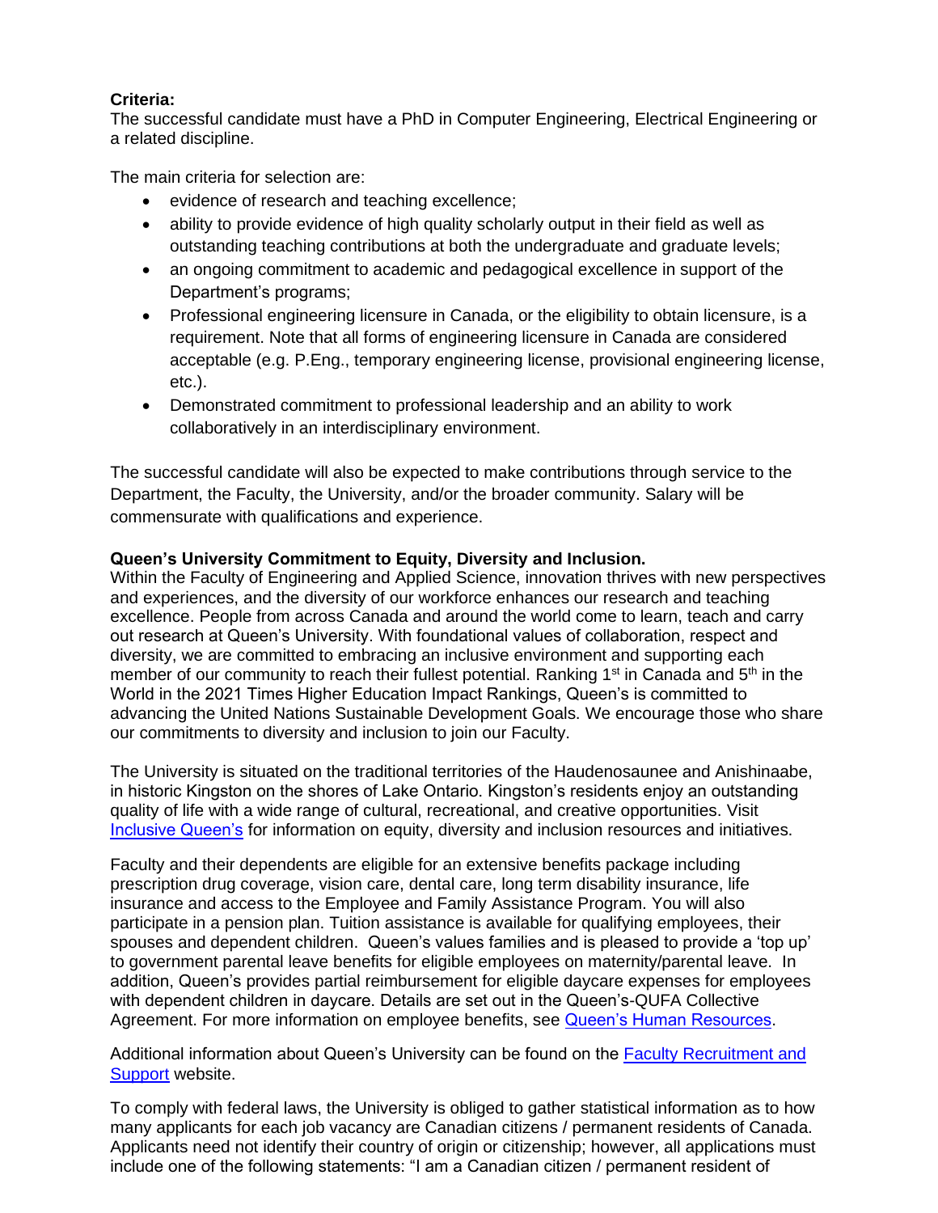**Criteria:**
The successful candidate must have a PhD in Computer Engineering, Electrical Engineering or a related discipline.

The main criteria for selection are:

- evidence of research and teaching excellence;
- ability to provide evidence of high quality scholarly output in their field as well as outstanding teaching contributions at both the undergraduate and graduate levels;
- an ongoing commitment to academic and pedagogical excellence in support of the Department's programs;
- Professional engineering licensure in Canada, or the eligibility to obtain licensure, is a requirement. Note that all forms of engineering licensure in Canada are considered acceptable (e.g. P.Eng., temporary engineering license, provisional engineering license, etc.).
- Demonstrated commitment to professional leadership and an ability to work collaboratively in an interdisciplinary environment.

The successful candidate will also be expected to make contributions through service to the Department, the Faculty, the University, and/or the broader community. Salary will be commensurate with qualifications and experience.

**Queen's University Commitment to Equity, Diversity and Inclusion.**
Within the Faculty of Engineering and Applied Science, innovation thrives with new perspectives and experiences, and the diversity of our workforce enhances our research and teaching excellence. People from across Canada and around the world come to learn, teach and carry out research at Queen's University. With foundational values of collaboration, respect and diversity, we are committed to embracing an inclusive environment and supporting each member of our community to reach their fullest potential. Ranking 1st in Canada and 5th in the World in the 2021 Times Higher Education Impact Rankings, Queen's is committed to advancing the United Nations Sustainable Development Goals. We encourage those who share our commitments to diversity and inclusion to join our Faculty.

The University is situated on the traditional territories of the Haudenosaunee and Anishinaabe, in historic Kingston on the shores of Lake Ontario. Kingston's residents enjoy an outstanding quality of life with a wide range of cultural, recreational, and creative opportunities. Visit Inclusive Queen's for information on equity, diversity and inclusion resources and initiatives.

Faculty and their dependents are eligible for an extensive benefits package including prescription drug coverage, vision care, dental care, long term disability insurance, life insurance and access to the Employee and Family Assistance Program. You will also participate in a pension plan. Tuition assistance is available for qualifying employees, their spouses and dependent children. Queen's values families and is pleased to provide a 'top up' to government parental leave benefits for eligible employees on maternity/parental leave. In addition, Queen's provides partial reimbursement for eligible daycare expenses for employees with dependent children in daycare. Details are set out in the Queen's-QUFA Collective Agreement. For more information on employee benefits, see Queen's Human Resources.

Additional information about Queen's University can be found on the Faculty Recruitment and Support website.

To comply with federal laws, the University is obliged to gather statistical information as to how many applicants for each job vacancy are Canadian citizens / permanent residents of Canada. Applicants need not identify their country of origin or citizenship; however, all applications must include one of the following statements: "I am a Canadian citizen / permanent resident of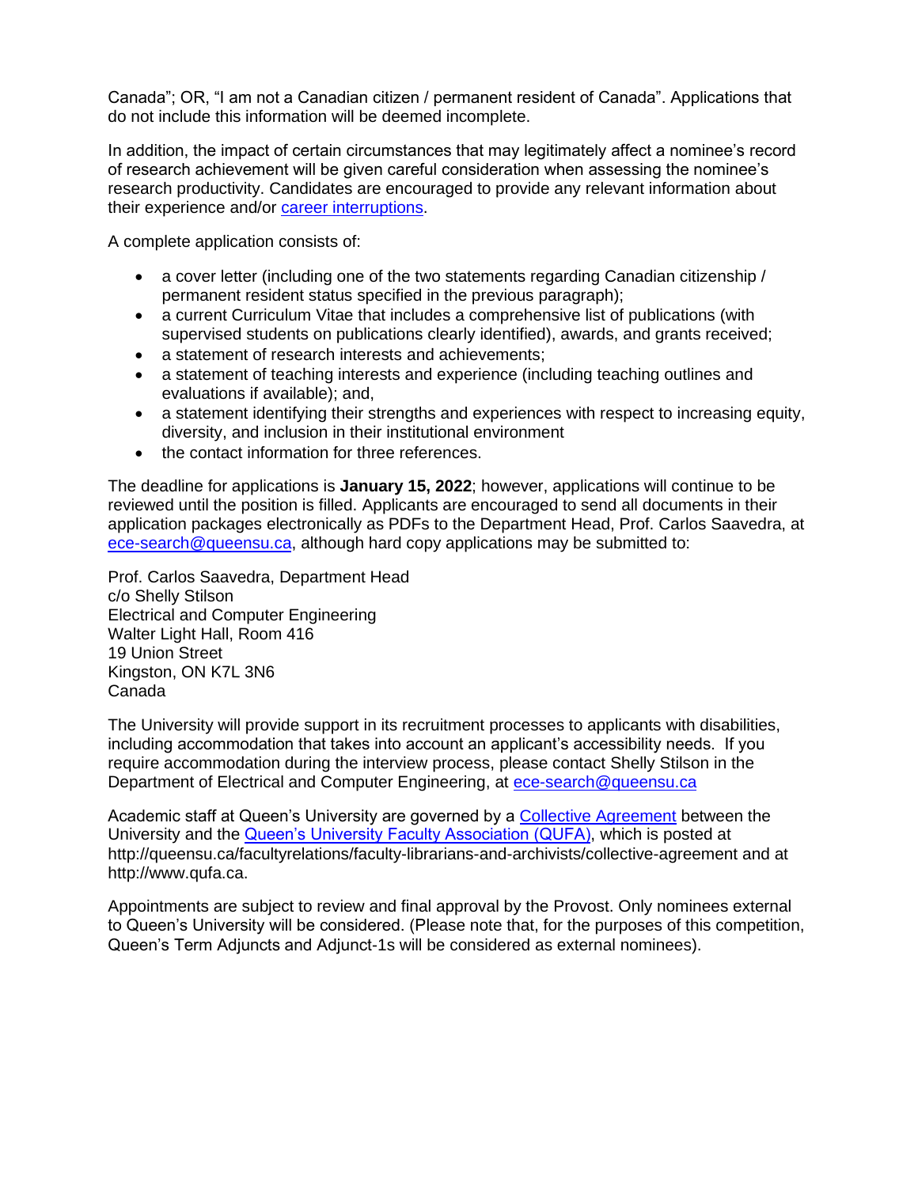Canada"; OR, "I am not a Canadian citizen / permanent resident of Canada". Applications that do not include this information will be deemed incomplete.

In addition, the impact of certain circumstances that may legitimately affect a nominee's record of research achievement will be given careful consideration when assessing the nominee's research productivity. Candidates are encouraged to provide any relevant information about their experience and/or career interruptions.

A complete application consists of:

- a cover letter (including one of the two statements regarding Canadian citizenship / permanent resident status specified in the previous paragraph);
- a current Curriculum Vitae that includes a comprehensive list of publications (with supervised students on publications clearly identified), awards, and grants received;
- a statement of research interests and achievements;
- a statement of teaching interests and experience (including teaching outlines and evaluations if available); and,
- a statement identifying their strengths and experiences with respect to increasing equity, diversity, and inclusion in their institutional environment
- the contact information for three references.

The deadline for applications is **January 15, 2022**; however, applications will continue to be reviewed until the position is filled. Applicants are encouraged to send all documents in their application packages electronically as PDFs to the Department Head, Prof. Carlos Saavedra, at ece-search@queensu.ca, although hard copy applications may be submitted to:

Prof. Carlos Saavedra, Department Head
c/o Shelly Stilson
Electrical and Computer Engineering
Walter Light Hall, Room 416
19 Union Street
Kingston, ON K7L 3N6
Canada

The University will provide support in its recruitment processes to applicants with disabilities, including accommodation that takes into account an applicant's accessibility needs. If you require accommodation during the interview process, please contact Shelly Stilson in the Department of Electrical and Computer Engineering, at ece-search@queensu.ca

Academic staff at Queen's University are governed by a Collective Agreement between the University and the Queen's University Faculty Association (QUFA), which is posted at http://queensu.ca/facultyrelations/faculty-librarians-and-archivists/collective-agreement and at http://www.qufa.ca.

Appointments are subject to review and final approval by the Provost. Only nominees external to Queen's University will be considered. (Please note that, for the purposes of this competition, Queen's Term Adjuncts and Adjunct-1s will be considered as external nominees).